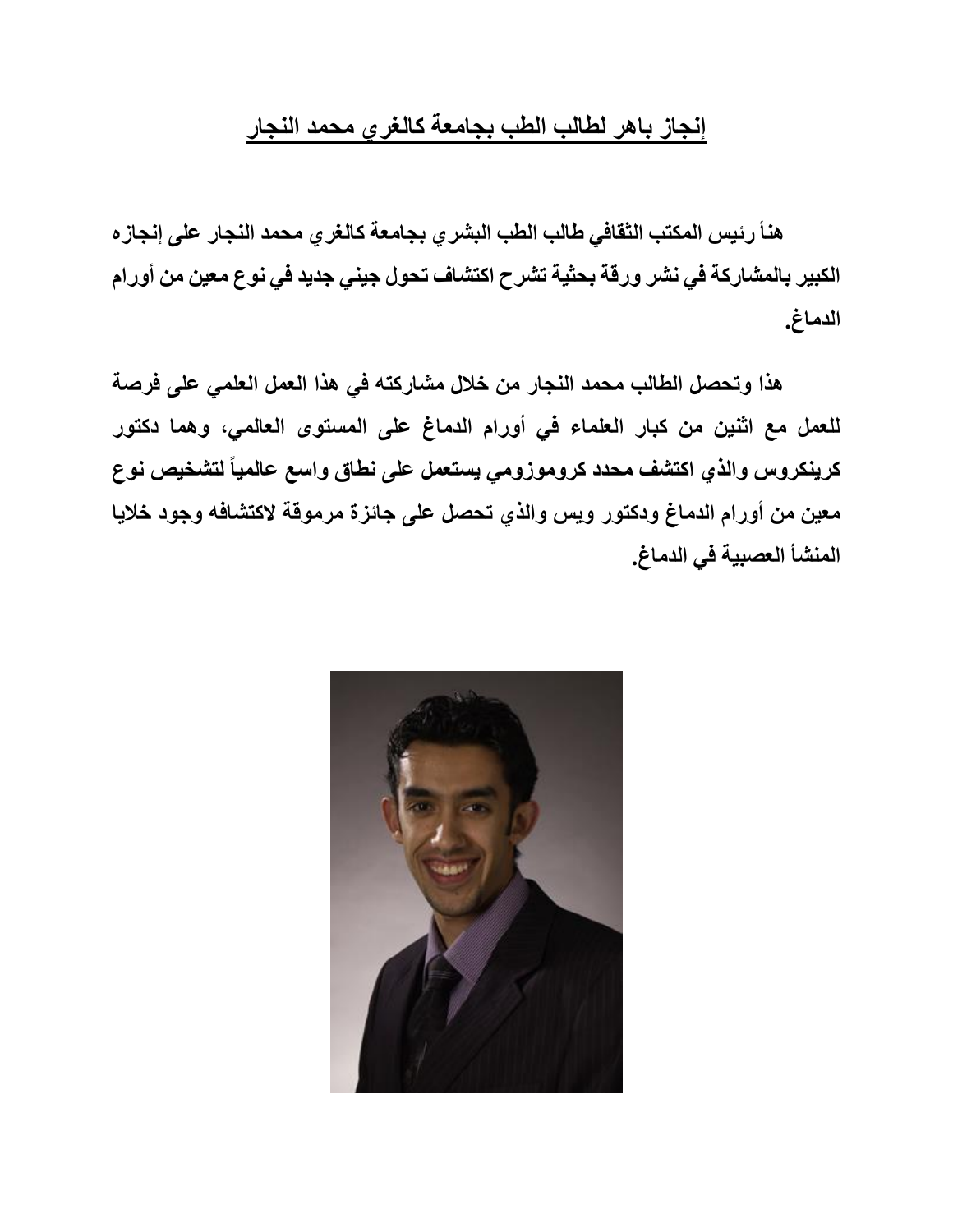# إنجاز باهر لطالب الطب بجامعة كالغري محمد النجار

**هنأ رئيس المكتب الثقافي طالب الطب البشري بجامعة كالغري محمد النجار على إنجازه الكبير بالمشاركة في نشر ورقة بحثية تشرح اكتشاف تحول جيني جديد في نوع معين من أورام الدماغ.**

**هذا وتحصل الطالب محمد النجار من خلال مشاركته في هذا العمل العلمي على فرصة للعمل مع اثنين من كبار العلماء في أورام الدماغ على المستوى العالمي، وهما دكتور كرينكروس والذي اكتشف محدد كروموزومي يستعمل على نطاق واسع عالمياً لتشخيص نوع معين من أورام الدماغ ودكتور ويس والذي تحصل على جائزة مرموقة لاكتشافه وجود خلايا المنشأ العصبية في الدماغ.**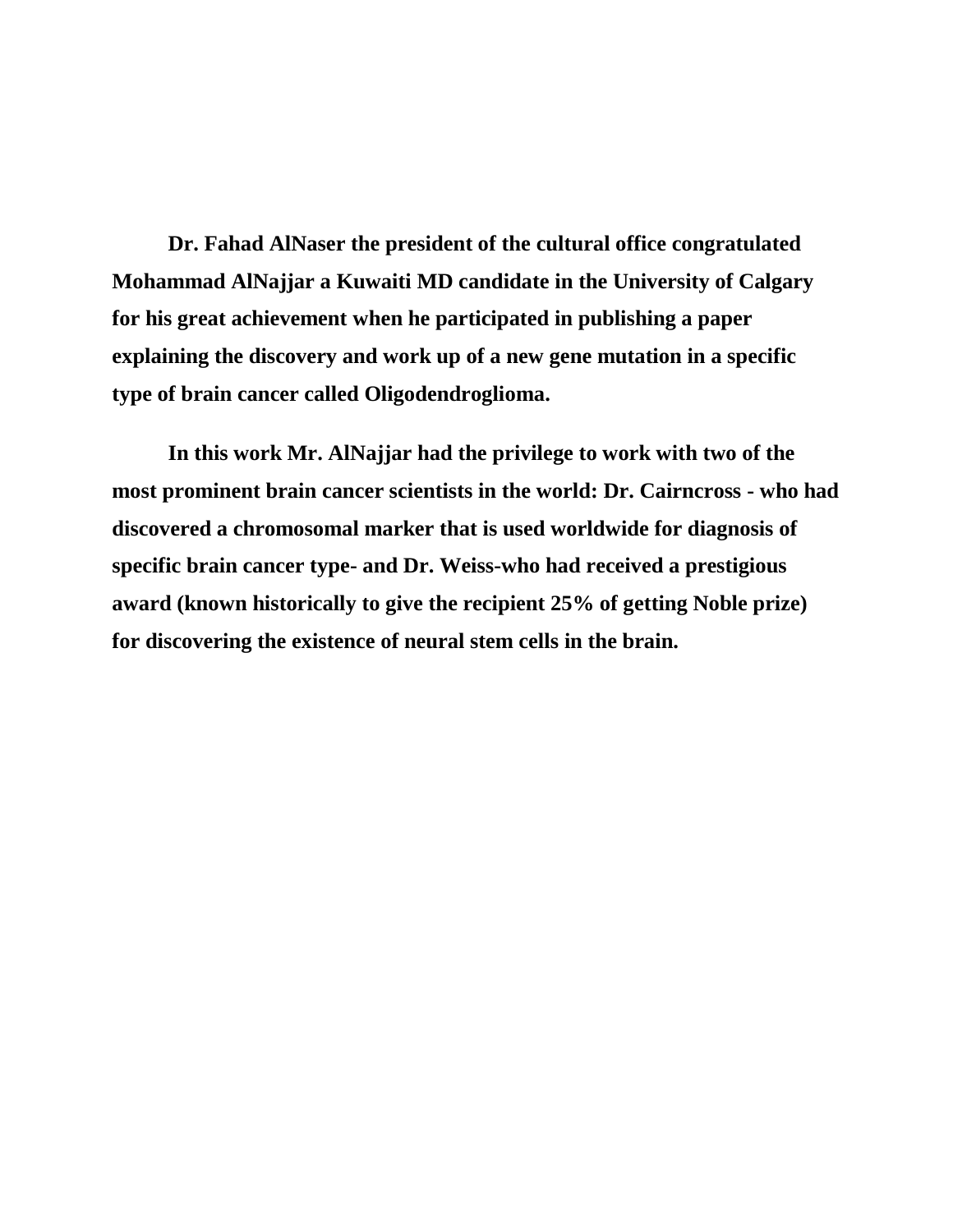**Dr. Fahad AlNaser the president of the cultural office congratulated Mohammad AlNajjar a Kuwaiti MD candidate in the University of Calgary for his great achievement when he participated in publishing a paper explaining the discovery and work up of a new gene mutation in a specific type of brain cancer called Oligodendroglioma.**

**In this work Mr. AlNajjar had the privilege to work with two of the most prominent brain cancer scientists in the world: Dr. Cairncross - who had discovered a chromosomal marker that is used worldwide for diagnosis of specific brain cancer type- and Dr. Weiss-who had received a prestigious award (known historically to give the recipient 25% of getting Noble prize) for discovering the existence of neural stem cells in the brain.**